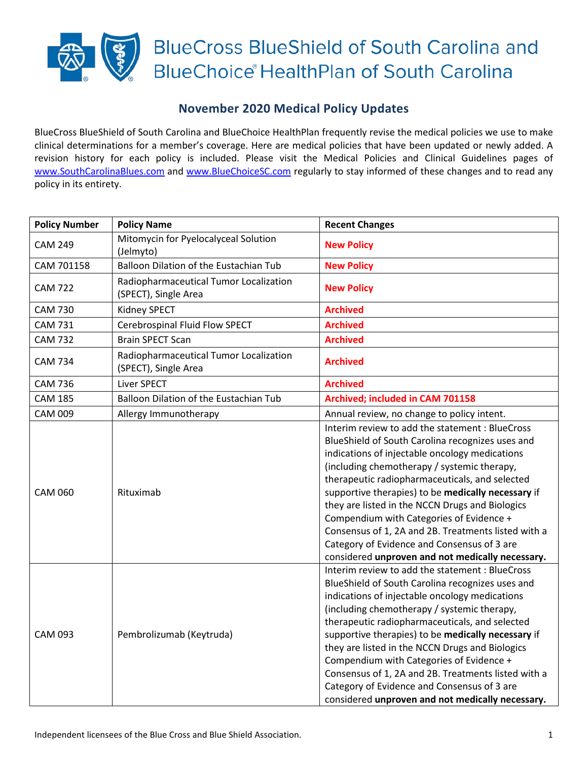# BlueCross BlueShield of South Carolina and BlueChoice® HealthPlan of South Carolina

## November 2020 Medical Policy Updates

BlueCross BlueShield of South Carolina and BlueChoice HealthPlan frequently revise the medical policies we use to make clinical determinations for a member's coverage. Here are medical policies that have been updated or newly added. A revision history for each policy is included. Please visit the Medical Policies and Clinical Guidelines pages of www.SouthCarolinaBlues.com and www.BlueChoiceSC.com regularly to stay informed of these changes and to read any policy in its entirety.

| Policy Number | Policy Name | Recent Changes |
|---|---|---|
| CAM 249 | Mitomycin for Pyelocalyceal Solution (Jelmyto) | **New Policy** |
| CAM 701158 | Balloon Dilation of the Eustachian Tub | **New Policy** |
| CAM 722 | Radiopharmaceutical Tumor Localization (SPECT), Single Area | **New Policy** |
| CAM 730 | Kidney SPECT | **Archived** |
| CAM 731 | Cerebrospinal Fluid Flow SPECT | **Archived** |
| CAM 732 | Brain SPECT Scan | **Archived** |
| CAM 734 | Radiopharmaceutical Tumor Localization (SPECT), Single Area | **Archived** |
| CAM 736 | Liver SPECT | **Archived** |
| CAM 185 | Balloon Dilation of the Eustachian Tub | **Archived; included in CAM 701158** |
| CAM 009 | Allergy Immunotherapy | Annual review, no change to policy intent. |
| CAM 060 | Rituximab | Interim review to add the statement : BlueCross BlueShield of South Carolina recognizes uses and indications of injectable oncology medications (including chemotherapy / systemic therapy, therapeutic radiopharmaceuticals, and selected supportive therapies) to be **medically necessary** if they are listed in the NCCN Drugs and Biologics Compendium with Categories of Evidence + Consensus of 1, 2A and 2B. Treatments listed with a Category of Evidence and Consensus of 3 are considered **unproven and not medically necessary.** |
| CAM 093 | Pembrolizumab (Keytruda) | Interim review to add the statement : BlueCross BlueShield of South Carolina recognizes uses and indications of injectable oncology medications (including chemotherapy / systemic therapy, therapeutic radiopharmaceuticals, and selected supportive therapies) to be **medically necessary** if they are listed in the NCCN Drugs and Biologics Compendium with Categories of Evidence + Consensus of 1, 2A and 2B. Treatments listed with a Category of Evidence and Consensus of 3 are considered **unproven and not medically necessary.** |

Independent licensees of the Blue Cross and Blue Shield Association.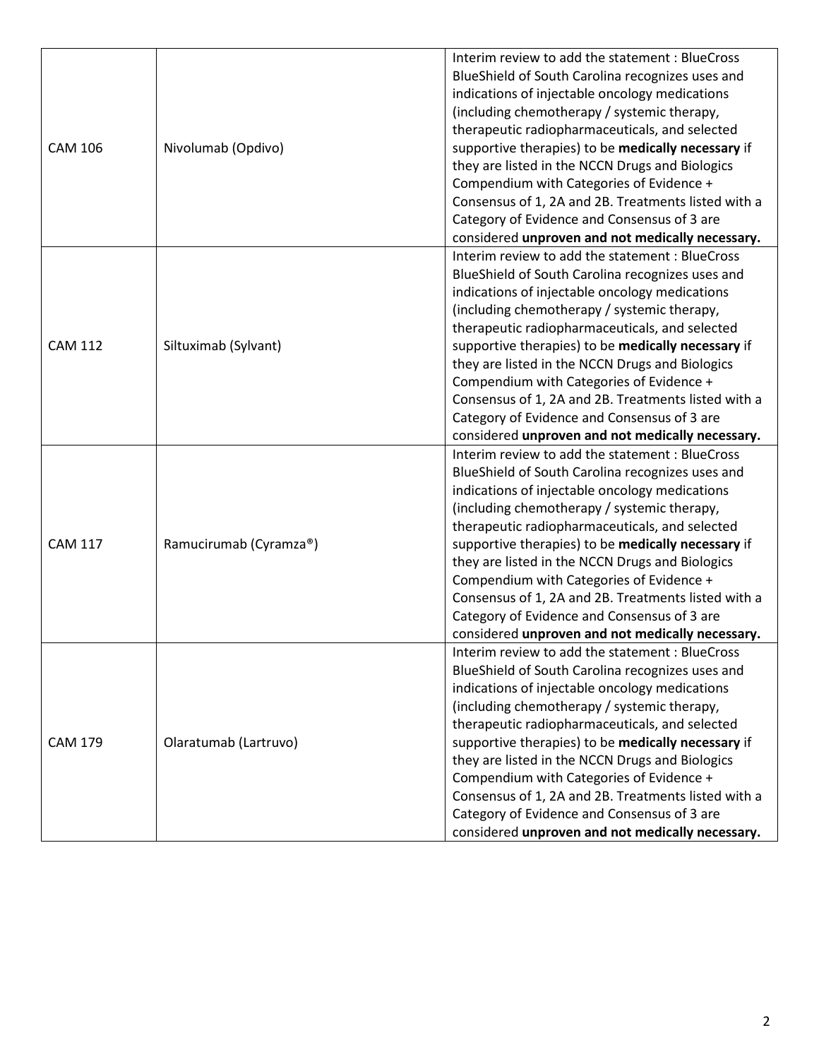| | | |
|---|---|---|
| CAM 106 | Nivolumab (Opdivo) | Interim review to add the statement : BlueCross BlueShield of South Carolina recognizes uses and indications of injectable oncology medications (including chemotherapy / systemic therapy, therapeutic radiopharmaceuticals, and selected supportive therapies) to be **medically necessary** if they are listed in the NCCN Drugs and Biologics Compendium with Categories of Evidence + Consensus of 1, 2A and 2B. Treatments listed with a Category of Evidence and Consensus of 3 are considered **unproven and not medically necessary.** |
| CAM 112 | Siltuximab (Sylvant) | Interim review to add the statement : BlueCross BlueShield of South Carolina recognizes uses and indications of injectable oncology medications (including chemotherapy / systemic therapy, therapeutic radiopharmaceuticals, and selected supportive therapies) to be **medically necessary** if they are listed in the NCCN Drugs and Biologics Compendium with Categories of Evidence + Consensus of 1, 2A and 2B. Treatments listed with a Category of Evidence and Consensus of 3 are considered **unproven and not medically necessary.** |
| CAM 117 | Ramucirumab (Cyramza®) | Interim review to add the statement : BlueCross BlueShield of South Carolina recognizes uses and indications of injectable oncology medications (including chemotherapy / systemic therapy, therapeutic radiopharmaceuticals, and selected supportive therapies) to be **medically necessary** if they are listed in the NCCN Drugs and Biologics Compendium with Categories of Evidence + Consensus of 1, 2A and 2B. Treatments listed with a Category of Evidence and Consensus of 3 are considered **unproven and not medically necessary.** |
| CAM 179 | Olaratumab (Lartruvo) | Interim review to add the statement : BlueCross BlueShield of South Carolina recognizes uses and indications of injectable oncology medications (including chemotherapy / systemic therapy, therapeutic radiopharmaceuticals, and selected supportive therapies) to be **medically necessary** if they are listed in the NCCN Drugs and Biologics Compendium with Categories of Evidence + Consensus of 1, 2A and 2B. Treatments listed with a Category of Evidence and Consensus of 3 are considered **unproven and not medically necessary.** |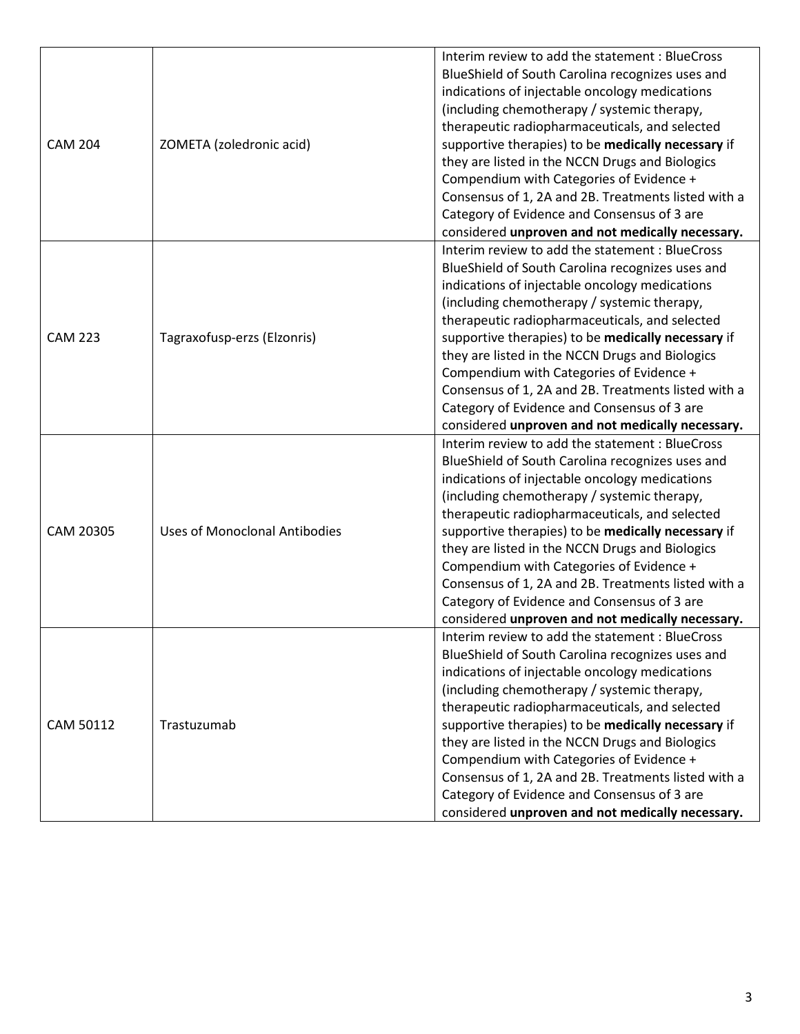| | | |
|---|---|---|
| CAM 204 | ZOMETA (zoledronic acid) | Interim review to add the statement : BlueCross BlueShield of South Carolina recognizes uses and indications of injectable oncology medications (including chemotherapy / systemic therapy, therapeutic radiopharmaceuticals, and selected supportive therapies) to be **medically necessary** if they are listed in the NCCN Drugs and Biologics Compendium with Categories of Evidence + Consensus of 1, 2A and 2B. Treatments listed with a Category of Evidence and Consensus of 3 are considered **unproven and not medically necessary.** |
| CAM 223 | Tagraxofusp-erzs (Elzonris) | Interim review to add the statement : BlueCross BlueShield of South Carolina recognizes uses and indications of injectable oncology medications (including chemotherapy / systemic therapy, therapeutic radiopharmaceuticals, and selected supportive therapies) to be **medically necessary** if they are listed in the NCCN Drugs and Biologics Compendium with Categories of Evidence + Consensus of 1, 2A and 2B. Treatments listed with a Category of Evidence and Consensus of 3 are considered **unproven and not medically necessary.** |
| CAM 20305 | Uses of Monoclonal Antibodies | Interim review to add the statement : BlueCross BlueShield of South Carolina recognizes uses and indications of injectable oncology medications (including chemotherapy / systemic therapy, therapeutic radiopharmaceuticals, and selected supportive therapies) to be **medically necessary** if they are listed in the NCCN Drugs and Biologics Compendium with Categories of Evidence + Consensus of 1, 2A and 2B. Treatments listed with a Category of Evidence and Consensus of 3 are considered **unproven and not medically necessary.** |
| CAM 50112 | Trastuzumab | Interim review to add the statement : BlueCross BlueShield of South Carolina recognizes uses and indications of injectable oncology medications (including chemotherapy / systemic therapy, therapeutic radiopharmaceuticals, and selected supportive therapies) to be **medically necessary** if they are listed in the NCCN Drugs and Biologics Compendium with Categories of Evidence + Consensus of 1, 2A and 2B. Treatments listed with a Category of Evidence and Consensus of 3 are considered **unproven and not medically necessary.** |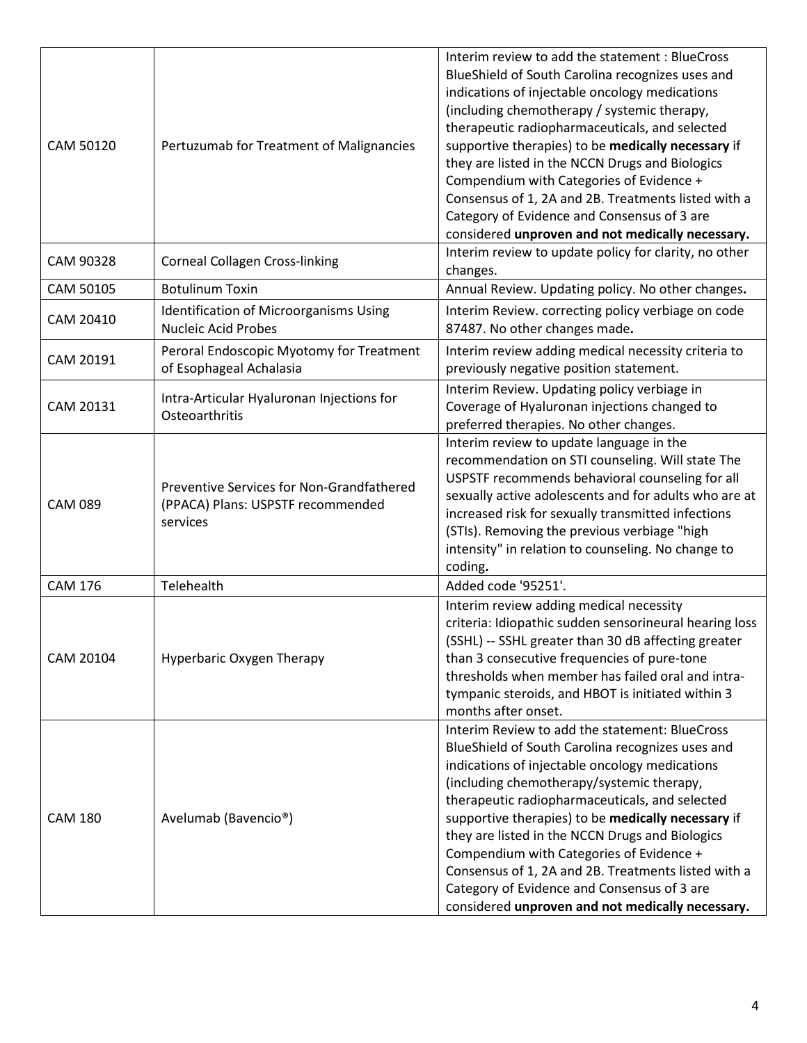| | | |
|---|---|---|
| CAM 50120 | Pertuzumab for Treatment of Malignancies | Interim review to add the statement : BlueCross BlueShield of South Carolina recognizes uses and indications of injectable oncology medications (including chemotherapy / systemic therapy, therapeutic radiopharmaceuticals, and selected supportive therapies) to be **medically necessary** if they are listed in the NCCN Drugs and Biologics Compendium with Categories of Evidence + Consensus of 1, 2A and 2B. Treatments listed with a Category of Evidence and Consensus of 3 are considered **unproven and not medically necessary.** |
| CAM 90328 | Corneal Collagen Cross-linking | Interim review to update policy for clarity, no other changes. |
| CAM 50105 | Botulinum Toxin | Annual Review. Updating policy. No other changes**.** |
| CAM 20410 | Identification of Microorganisms Using Nucleic Acid Probes | Interim Review. correcting policy verbiage on code 87487. No other changes made**.** |
| CAM 20191 | Peroral Endoscopic Myotomy for Treatment of Esophageal Achalasia | Interim review adding medical necessity criteria to previously negative position statement. |
| CAM 20131 | Intra-Articular Hyaluronan Injections for Osteoarthritis | Interim Review. Updating policy verbiage in Coverage of Hyaluronan injections changed to preferred therapies. No other changes. |
| CAM 089 | Preventive Services for Non-Grandfathered (PPACA) Plans: USPSTF recommended services | Interim review to update language in the recommendation on STI counseling. Will state The USPSTF recommends behavioral counseling for all sexually active adolescents and for adults who are at increased risk for sexually transmitted infections (STIs). Removing the previous verbiage "high intensity" in relation to counseling. No change to coding**.** |
| CAM 176 | Telehealth | Added code '95251'. |
| CAM 20104 | Hyperbaric Oxygen Therapy | Interim review adding medical necessity criteria: Idiopathic sudden sensorineural hearing loss (SSHL) -- SSHL greater than 30 dB affecting greater than 3 consecutive frequencies of pure-tone thresholds when member has failed oral and intra-tympanic steroids, and HBOT is initiated within 3 months after onset. |
| CAM 180 | Avelumab (Bavencio®) | Interim Review to add the statement: BlueCross BlueShield of South Carolina recognizes uses and indications of injectable oncology medications (including chemotherapy/systemic therapy, therapeutic radiopharmaceuticals, and selected supportive therapies) to be **medically necessary** if they are listed in the NCCN Drugs and Biologics Compendium with Categories of Evidence + Consensus of 1, 2A and 2B. Treatments listed with a Category of Evidence and Consensus of 3 are considered **unproven and not medically necessary.** |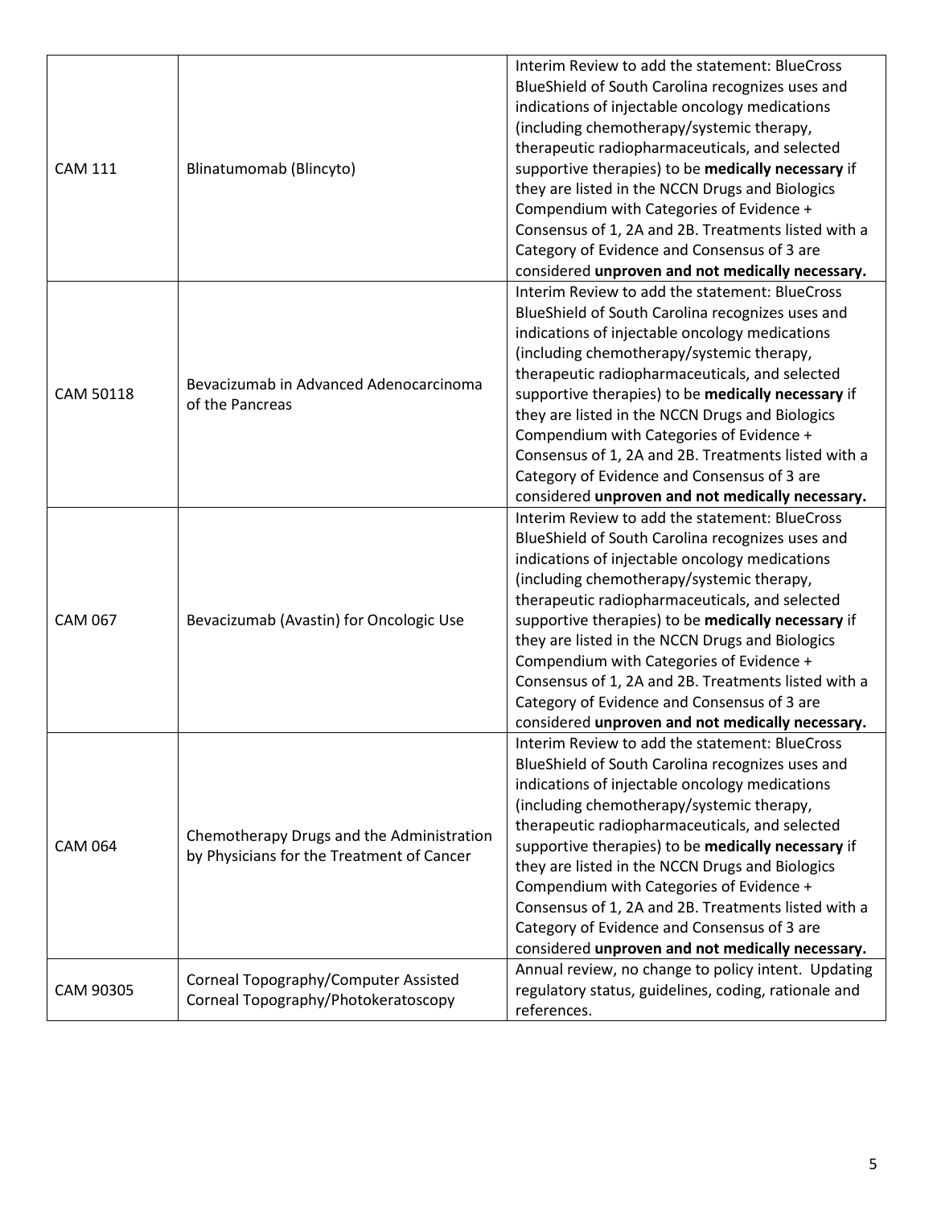| | | |
|---|---|---|
| CAM 111 | Blinatumomab (Blincyto) | Interim Review to add the statement: BlueCross BlueShield of South Carolina recognizes uses and indications of injectable oncology medications (including chemotherapy/systemic therapy, therapeutic radiopharmaceuticals, and selected supportive therapies) to be **medically necessary** if they are listed in the NCCN Drugs and Biologics Compendium with Categories of Evidence + Consensus of 1, 2A and 2B. Treatments listed with a Category of Evidence and Consensus of 3 are considered **unproven and not medically necessary.** |
| CAM 50118 | Bevacizumab in Advanced Adenocarcinoma of the Pancreas | Interim Review to add the statement: BlueCross BlueShield of South Carolina recognizes uses and indications of injectable oncology medications (including chemotherapy/systemic therapy, therapeutic radiopharmaceuticals, and selected supportive therapies) to be **medically necessary** if they are listed in the NCCN Drugs and Biologics Compendium with Categories of Evidence + Consensus of 1, 2A and 2B. Treatments listed with a Category of Evidence and Consensus of 3 are considered **unproven and not medically necessary.** |
| CAM 067 | Bevacizumab (Avastin) for Oncologic Use | Interim Review to add the statement: BlueCross BlueShield of South Carolina recognizes uses and indications of injectable oncology medications (including chemotherapy/systemic therapy, therapeutic radiopharmaceuticals, and selected supportive therapies) to be **medically necessary** if they are listed in the NCCN Drugs and Biologics Compendium with Categories of Evidence + Consensus of 1, 2A and 2B. Treatments listed with a Category of Evidence and Consensus of 3 are considered **unproven and not medically necessary.** |
| CAM 064 | Chemotherapy Drugs and the Administration by Physicians for the Treatment of Cancer | Interim Review to add the statement: BlueCross BlueShield of South Carolina recognizes uses and indications of injectable oncology medications (including chemotherapy/systemic therapy, therapeutic radiopharmaceuticals, and selected supportive therapies) to be **medically necessary** if they are listed in the NCCN Drugs and Biologics Compendium with Categories of Evidence + Consensus of 1, 2A and 2B. Treatments listed with a Category of Evidence and Consensus of 3 are considered **unproven and not medically necessary.** |
| CAM 90305 | Corneal Topography/Computer Assisted Corneal Topography/Photokeratoscopy | Annual review, no change to policy intent. Updating regulatory status, guidelines, coding, rationale and references. |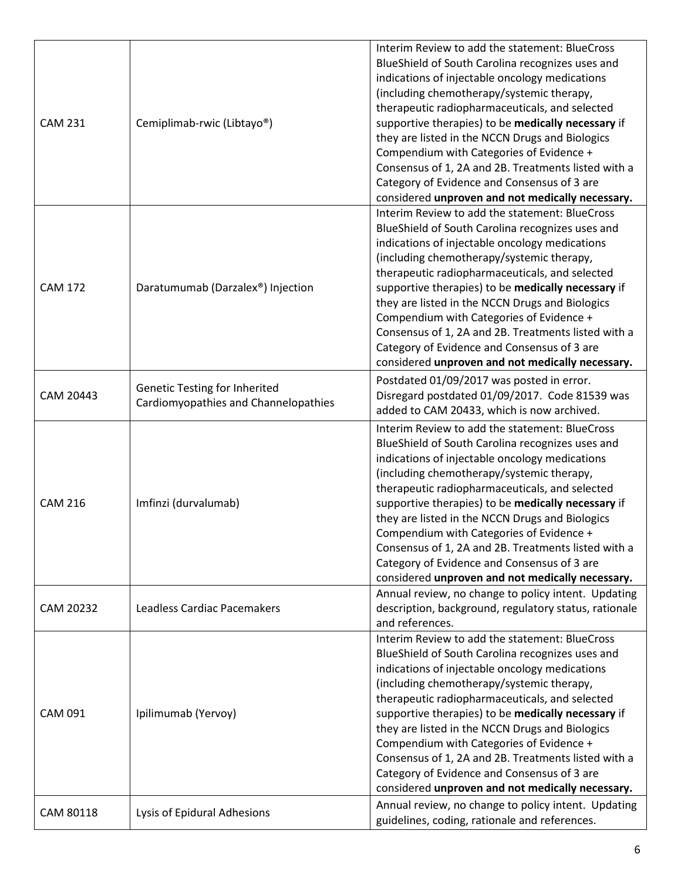| | | |
|---|---|---|
| CAM 231 | Cemiplimab-rwic (Libtayo®) | Interim Review to add the statement: BlueCross BlueShield of South Carolina recognizes uses and indications of injectable oncology medications (including chemotherapy/systemic therapy, therapeutic radiopharmaceuticals, and selected supportive therapies) to be **medically necessary** if they are listed in the NCCN Drugs and Biologics Compendium with Categories of Evidence + Consensus of 1, 2A and 2B. Treatments listed with a Category of Evidence and Consensus of 3 are considered **unproven and not medically necessary.** |
| CAM 172 | Daratumumab (Darzalex®) Injection | Interim Review to add the statement: BlueCross BlueShield of South Carolina recognizes uses and indications of injectable oncology medications (including chemotherapy/systemic therapy, therapeutic radiopharmaceuticals, and selected supportive therapies) to be **medically necessary** if they are listed in the NCCN Drugs and Biologics Compendium with Categories of Evidence + Consensus of 1, 2A and 2B. Treatments listed with a Category of Evidence and Consensus of 3 are considered **unproven and not medically necessary.** |
| CAM 20443 | Genetic Testing for Inherited Cardiomyopathies and Channelopathies | Postdated 01/09/2017 was posted in error. Disregard postdated 01/09/2017. Code 81539 was added to CAM 20433, which is now archived. |
| CAM 216 | Imfinzi (durvalumab) | Interim Review to add the statement: BlueCross BlueShield of South Carolina recognizes uses and indications of injectable oncology medications (including chemotherapy/systemic therapy, therapeutic radiopharmaceuticals, and selected supportive therapies) to be **medically necessary** if they are listed in the NCCN Drugs and Biologics Compendium with Categories of Evidence + Consensus of 1, 2A and 2B. Treatments listed with a Category of Evidence and Consensus of 3 are considered **unproven and not medically necessary.** |
| CAM 20232 | Leadless Cardiac Pacemakers | Annual review, no change to policy intent. Updating description, background, regulatory status, rationale and references. |
| CAM 091 | Ipilimumab (Yervoy) | Interim Review to add the statement: BlueCross BlueShield of South Carolina recognizes uses and indications of injectable oncology medications (including chemotherapy/systemic therapy, therapeutic radiopharmaceuticals, and selected supportive therapies) to be **medically necessary** if they are listed in the NCCN Drugs and Biologics Compendium with Categories of Evidence + Consensus of 1, 2A and 2B. Treatments listed with a Category of Evidence and Consensus of 3 are considered **unproven and not medically necessary.** |
| CAM 80118 | Lysis of Epidural Adhesions | Annual review, no change to policy intent. Updating guidelines, coding, rationale and references. |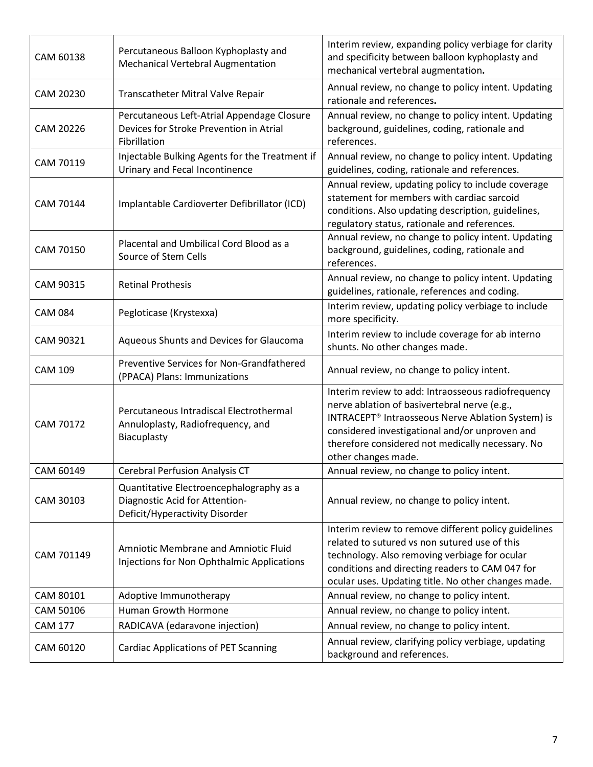| | | |
|---|---|---|
| CAM 60138 | Percutaneous Balloon Kyphoplasty and Mechanical Vertebral Augmentation | Interim review, expanding policy verbiage for clarity and specificity between balloon kyphoplasty and mechanical vertebral augmentation**.** |
| CAM 20230 | Transcatheter Mitral Valve Repair | Annual review, no change to policy intent. Updating rationale and references**.** |
| CAM 20226 | Percutaneous Left-Atrial Appendage Closure Devices for Stroke Prevention in Atrial Fibrillation | Annual review, no change to policy intent. Updating background, guidelines, coding, rationale and references. |
| CAM 70119 | Injectable Bulking Agents for the Treatment if Urinary and Fecal Incontinence | Annual review, no change to policy intent. Updating guidelines, coding, rationale and references. |
| CAM 70144 | Implantable Cardioverter Defibrillator (ICD) | Annual review, updating policy to include coverage statement for members with cardiac sarcoid conditions. Also updating description, guidelines, regulatory status, rationale and references. |
| CAM 70150 | Placental and Umbilical Cord Blood as a Source of Stem Cells | Annual review, no change to policy intent. Updating background, guidelines, coding, rationale and references. |
| CAM 90315 | Retinal Prothesis | Annual review, no change to policy intent. Updating guidelines, rationale, references and coding. |
| CAM 084 | Pegloticase (Krystexxa) | Interim review, updating policy verbiage to include more specificity. |
| CAM 90321 | Aqueous Shunts and Devices for Glaucoma | Interim review to include coverage for ab interno shunts. No other changes made. |
| CAM 109 | Preventive Services for Non-Grandfathered (PPACA) Plans: Immunizations | Annual review, no change to policy intent. |
| CAM 70172 | Percutaneous Intradiscal Electrothermal Annuloplasty, Radiofrequency, and Biacuplasty | Interim review to add: Intraosseous radiofrequency nerve ablation of basivertebral nerve (e.g., INTRACEPT® Intraosseous Nerve Ablation System) is considered investigational and/or unproven and therefore considered not medically necessary. No other changes made. |
| CAM 60149 | Cerebral Perfusion Analysis CT | Annual review, no change to policy intent. |
| CAM 30103 | Quantitative Electroencephalography as a Diagnostic Acid for Attention-Deficit/Hyperactivity Disorder | Annual review, no change to policy intent. |
| CAM 701149 | Amniotic Membrane and Amniotic Fluid Injections for Non Ophthalmic Applications | Interim review to remove different policy guidelines related to sutured vs non sutured use of this technology. Also removing verbiage for ocular conditions and directing readers to CAM 047 for ocular uses. Updating title. No other changes made. |
| CAM 80101 | Adoptive Immunotherapy | Annual review, no change to policy intent. |
| CAM 50106 | Human Growth Hormone | Annual review, no change to policy intent. |
| CAM 177 | RADICAVA (edaravone injection) | Annual review, no change to policy intent. |
| CAM 60120 | Cardiac Applications of PET Scanning | Annual review, clarifying policy verbiage, updating background and references. |